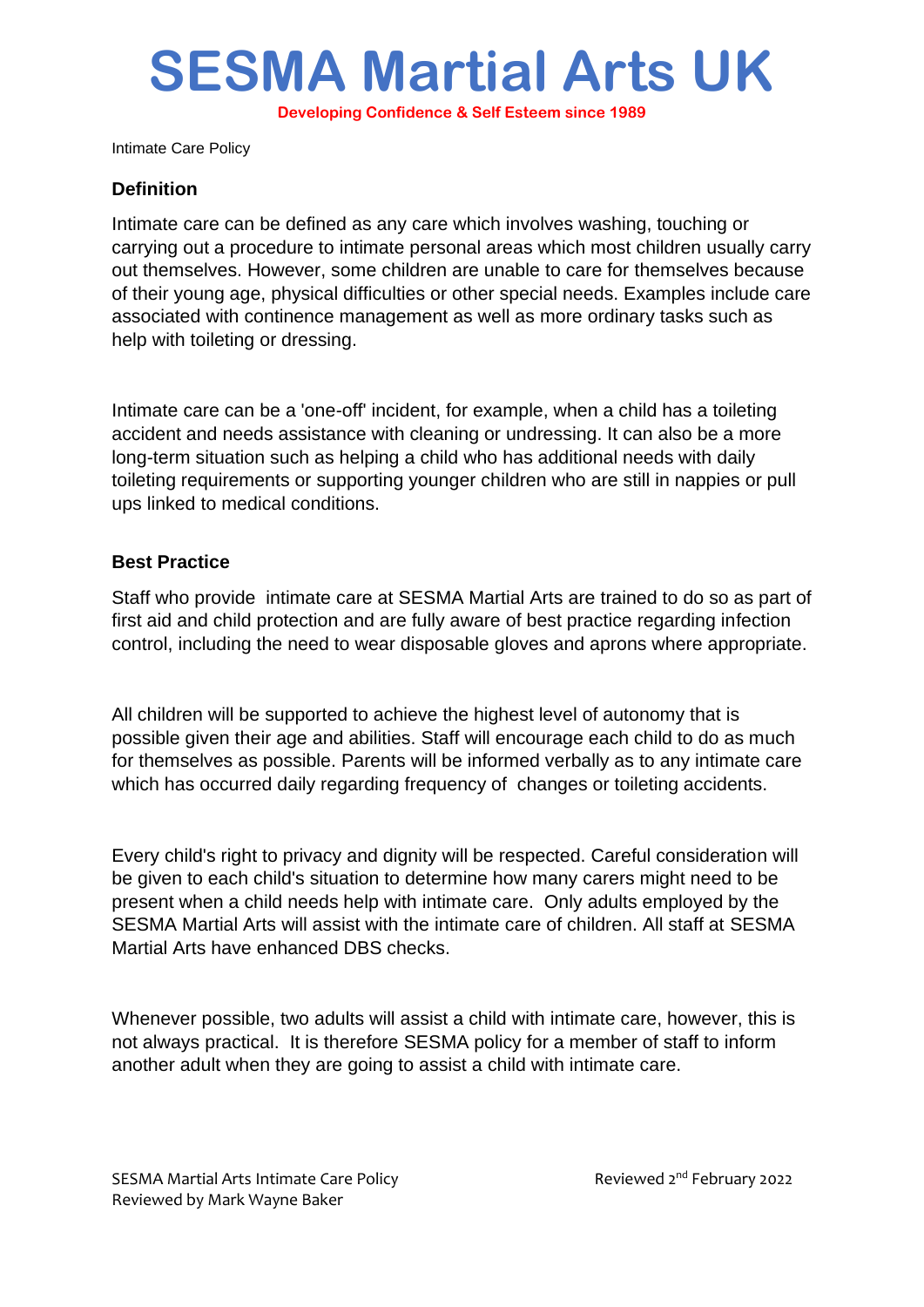# SESMA Martial Arts UK

**Developing Confidence & Self Esteem since 1989**

Intimate Care Policy

### Definition

Intimate care can be defined as any care which involves washing, touching or carrying out a procedure to intimate personal areas which most children usually carry out themselves. However, some children are unable to care for themselves because of their young age, physical difficulties or other special needs. Examples include care associated with continence management as well as more ordinary tasks such as help with toileting or dressing.

Intimate care can be a 'one-off' incident, for example, when a child has a toileting accident and needs assistance with cleaning or undressing. It can also be a more long-term situation such as helping a child who has additional needs with daily toileting requirements or supporting younger children who are still in nappies or pull ups linked to medical conditions.

### Best Practice

Staff who provide intimate care at SESMA Martial Arts are trained to do so as part of first aid and child protection and are fully aware of best practice regarding infection control, including the need to wear disposable gloves and aprons where appropriate.

All children will be supported to achieve the highest level of autonomy that is possible given their age and abilities. Staff will encourage each child to do as much for themselves as possible. Parents will be informed verbally as to any intimate care which has occurred daily regarding frequency of changes or toileting accidents.

Every child's right to privacy and dignity will be respected. Careful consideration will be given to each child's situation to determine how many carers might need to be present when a child needs help with intimate care. Only adults employed by the SESMA Martial Arts will assist with the intimate care of children. All staff at SESMA Martial Arts have enhanced DBS checks.

Whenever possible, two adults will assist a child with intimate care, however, this is not always practical. It is therefore SESMA policy for a member of staff to inform another adult when they are going to assist a child with intimate care.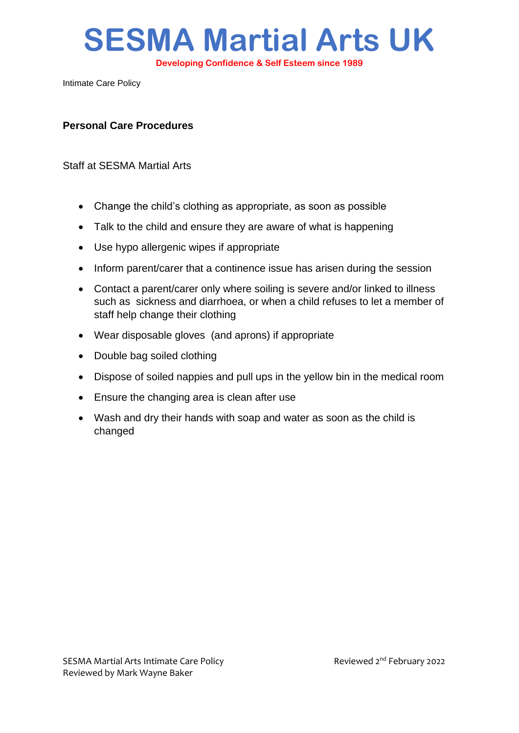Intimate Care Policy

**Personal Care Procedures**

Staff at SESMA Martial Arts

- Change the child's clothing as appropriate, as soon as possible
- Talk to the child and ensure they are aware of what is happening
- Use hypo allergenic wipes if appropriate
- Inform parent/carer that a continence issue has arisen during the session
- Contact a parent/carer only where soiling is severe and/or linked to illness such as sickness and diarrhoea, or when a child refuses to let a member of staff help change their clothing
- Wear disposable gloves (and aprons) if appropriate
- Double bag soiled clothing
- Dispose of soiled nappies and pull ups in the yellow bin in the medical room
- Ensure the changing area is clean after use
- Wash and dry their hands with soap and water as soon as the child is changed